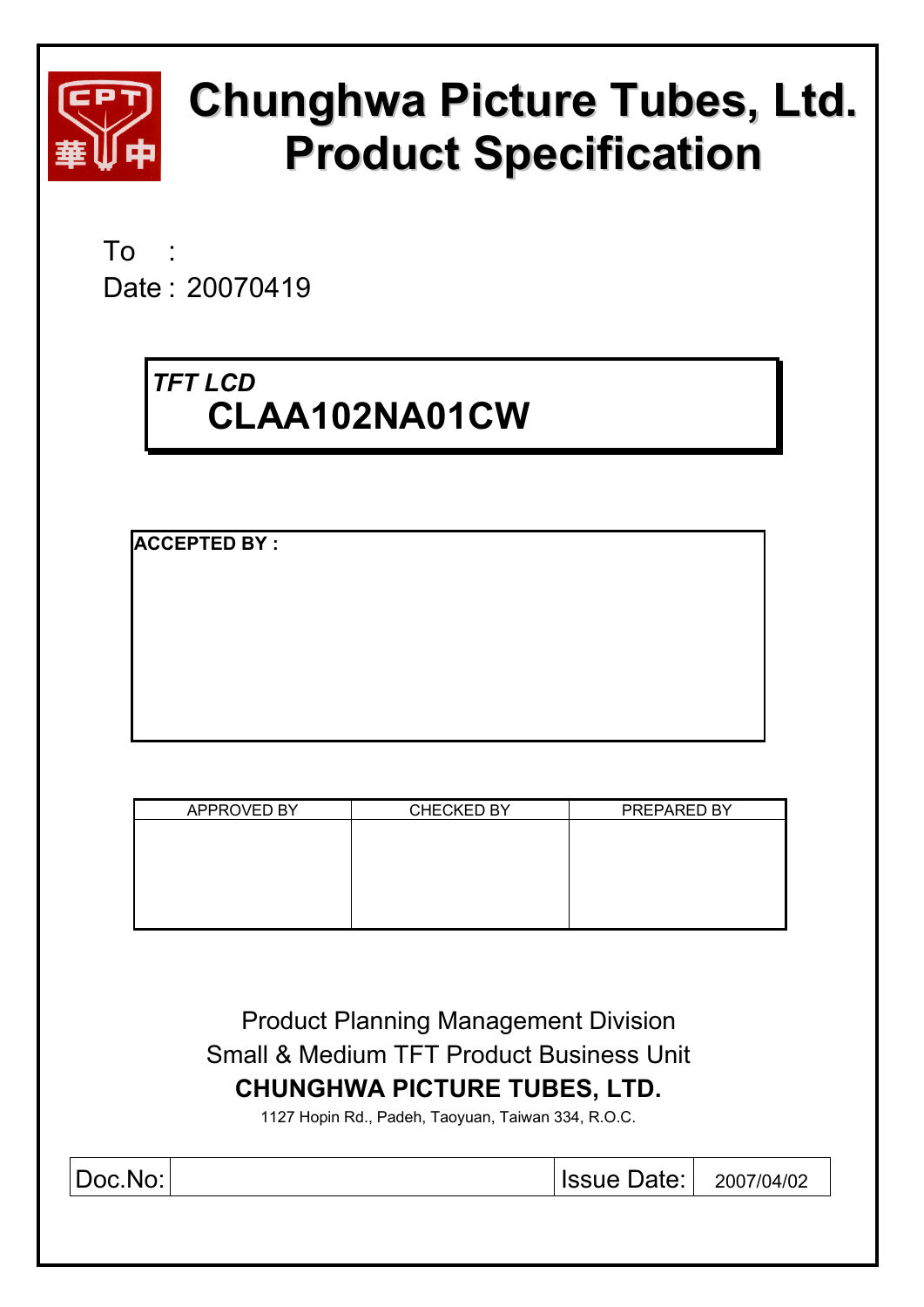# Chunghwa Picture Tubes, Ltd.
# Product Specification

To :

Date : 20070419

***TFT LCD***

## CLAA102NA01CW

| ACCEPTED BY : |
|---|
| |

| APPROVED BY | CHECKED BY | PREPARED BY |
|---|---|---|
| | | |

Product Planning Management Division
Small & Medium TFT Product Business Unit
**CHUNGHWA PICTURE TUBES, LTD.**
1127 Hopin Rd., Padeh, Taoyuan, Taiwan 334, R.O.C.

| Doc.No: | | Issue Date: | 2007/04/02 |
|---|---|---|---|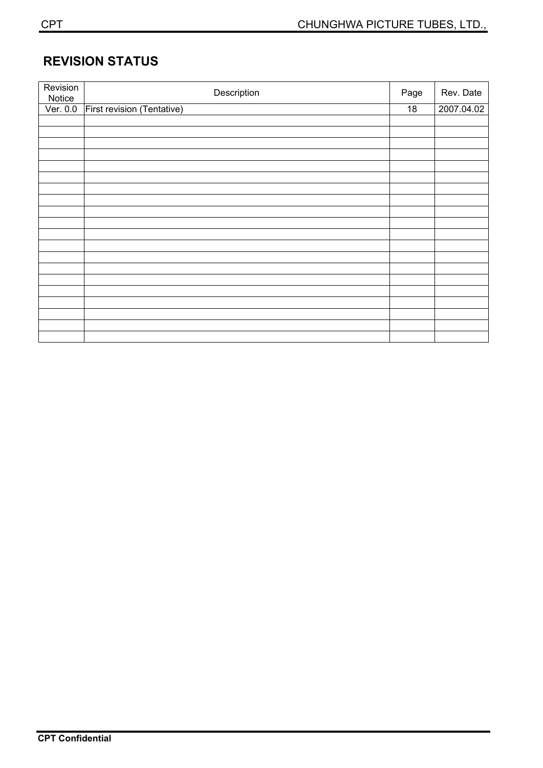## REVISION STATUS

| Revision Notice | Description | Page | Rev. Date |
|---|---|---|---|
| Ver. 0.0 | First revision (Tentative) | 18 | 2007.04.02 |
| | | | |
| | | | |
| | | | |
| | | | |
| | | | |
| | | | |
| | | | |
| | | | |
| | | | |
| | | | |
| | | | |
| | | | |
| | | | |
| | | | |
| | | | |
| | | | |
| | | | |
| | | | |
| | | | |
| | | | |

**CPT Confidential**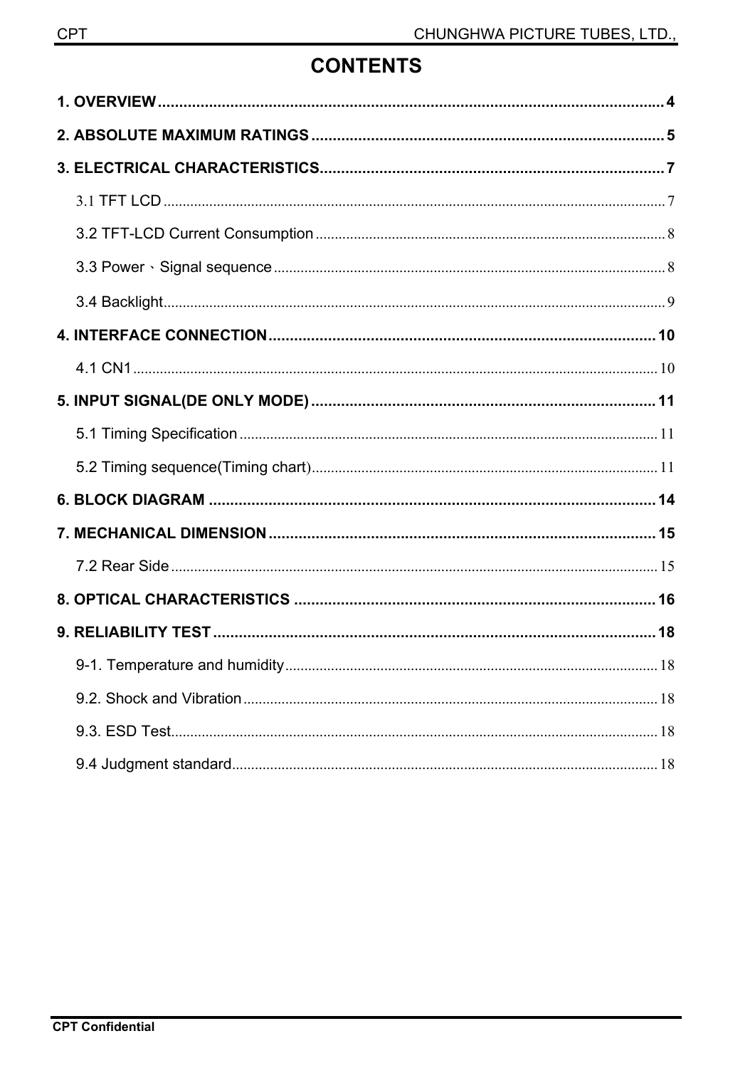# CONTENTS

**1. OVERVIEW** ........................................................ **4**

**2. ABSOLUTE MAXIMUM RATINGS** ........................................................ **5**

**3. ELECTRICAL CHARACTERISTICS** ........................................................ **7**

- 3.1 TFT LCD ........................................................ 7
- 3.2 TFT-LCD Current Consumption ........................................................ 8
- 3.3 Power、Signal sequence ........................................................ 8
- 3.4 Backlight ........................................................ 9

**4. INTERFACE CONNECTION** ........................................................ **10**

- 4.1 CN1 ........................................................ 10

**5. INPUT SIGNAL(DE ONLY MODE)** ........................................................ **11**

- 5.1 Timing Specification ........................................................ 11
- 5.2 Timing sequence(Timing chart) ........................................................ 11

**6. BLOCK DIAGRAM** ........................................................ **14**

**7. MECHANICAL DIMENSION** ........................................................ **15**

- 7.2 Rear Side ........................................................ 15

**8. OPTICAL CHARACTERISTICS** ........................................................ **16**

**9. RELIABILITY TEST** ........................................................ **18**

- 9-1. Temperature and humidity ........................................................ 18
- 9.2. Shock and Vibration ........................................................ 18
- 9.3. ESD Test ........................................................ 18
- 9.4 Judgment standard ........................................................ 18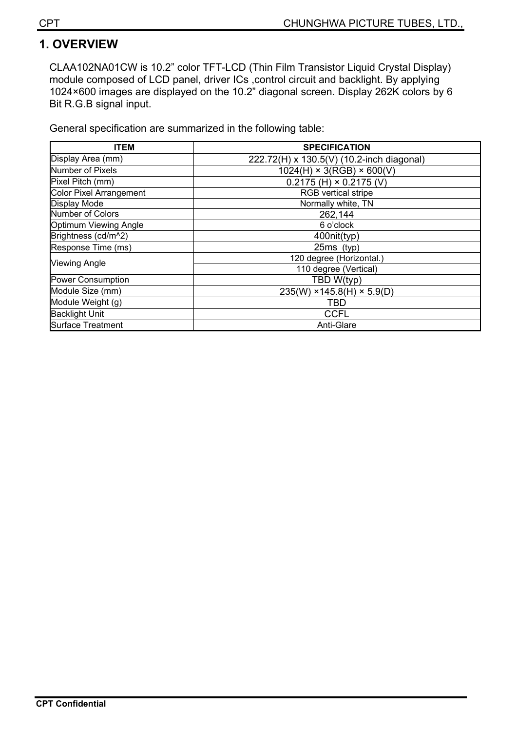# 1. OVERVIEW

CLAA102NA01CW is 10.2" color TFT-LCD (Thin Film Transistor Liquid Crystal Display) module composed of LCD panel, driver ICs ,control circuit and backlight. By applying 1024×600 images are displayed on the 10.2" diagonal screen. Display 262K colors by 6 Bit R.G.B signal input.

General specification are summarized in the following table:

| ITEM | SPECIFICATION |
|---|---|
| Display Area (mm) | 222.72(H) x 130.5(V) (10.2-inch diagonal) |
| Number of Pixels | 1024(H) × 3(RGB) × 600(V) |
| Pixel Pitch (mm) | 0.2175 (H) × 0.2175 (V) |
| Color Pixel Arrangement | RGB vertical stripe |
| Display Mode | Normally white, TN |
| Number of Colors | 262,144 |
| Optimum Viewing Angle | 6 o'clock |
| Brightness (cd/m^2) | 400nit(typ) |
| Response Time (ms) | 25ms (typ) |
| Viewing Angle | 120 degree (Horizontal.) |
| | 110 degree (Vertical) |
| Power Consumption | TBD W(typ) |
| Module Size (mm) | 235(W) ×145.8(H) × 5.9(D) |
| Module Weight (g) | TBD |
| Backlight Unit | CCFL |
| Surface Treatment | Anti-Glare |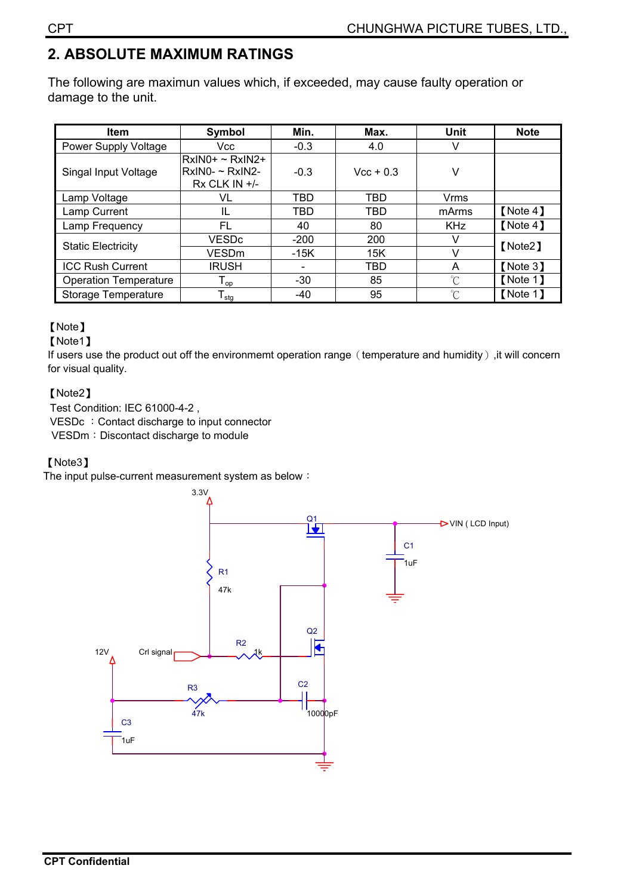## 2. ABSOLUTE MAXIMUM RATINGS

The following are maximun values which, if exceeded, may cause faulty operation or damage to the unit.

| Item | Symbol | Min. | Max. | Unit | Note |
|---|---|---|---|---|---|
| Power Supply Voltage | Vcc | -0.3 | 4.0 | V | |
| Singal Input Voltage | RxIN0+ ~ RxIN2+ RxIN0- ~ RxIN2- Rx CLK IN +/- | -0.3 | Vcc + 0.3 | V | |
| Lamp Voltage | VL | TBD | TBD | Vrms | |
| Lamp Current | IL | TBD | TBD | mArms | 【Note 4】 |
| Lamp Frequency | FL | 40 | 80 | KHz | 【Note 4】 |
| Static Electricity | VESDc | -200 | 200 | V | 【Note2】 |
| | VESDm | -15K | 15K | V | |
| ICC Rush Current | IRUSH | - | TBD | A | 【Note 3】 |
| Operation Temperature | $T_{op}$ | -30 | 85 | ℃ | 【Note 1】 |
| Storage Temperature | $T_{stg}$ | -40 | 95 | ℃ | 【Note 1】 |

【Note】

【Note1】

If users use the product out off the environmemt operation range（temperature and humidity）,it will concern for visual quality.

【Note2】

Test Condition: IEC 61000-4-2 ,

VESDc ：Contact discharge to input connector

VESDm：Discontact discharge to module

【Note3】

The input pulse-current measurement system as below：

3.3V, Q1, VIN ( LCD Input), C1 1uF, R1 47k, Q2, 12V, Crl signal, R2 1k, R3 47k, C2 10000pF, C3 1uF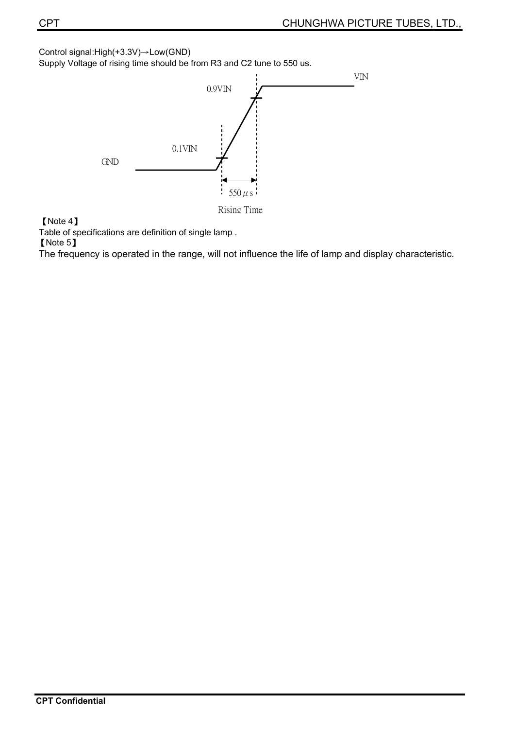Control signal:High(+3.3V)→Low(GND)

Supply Voltage of rising time should be from R3 and C2 tune to 550 us.

VIN

0.9VIN

0.1VIN

GND

550 $\mu$ s

Rising Time

【Note 4】

Table of specifications are definition of single lamp .

【Note 5】

The frequency is operated in the range, will not influence the life of lamp and display characteristic.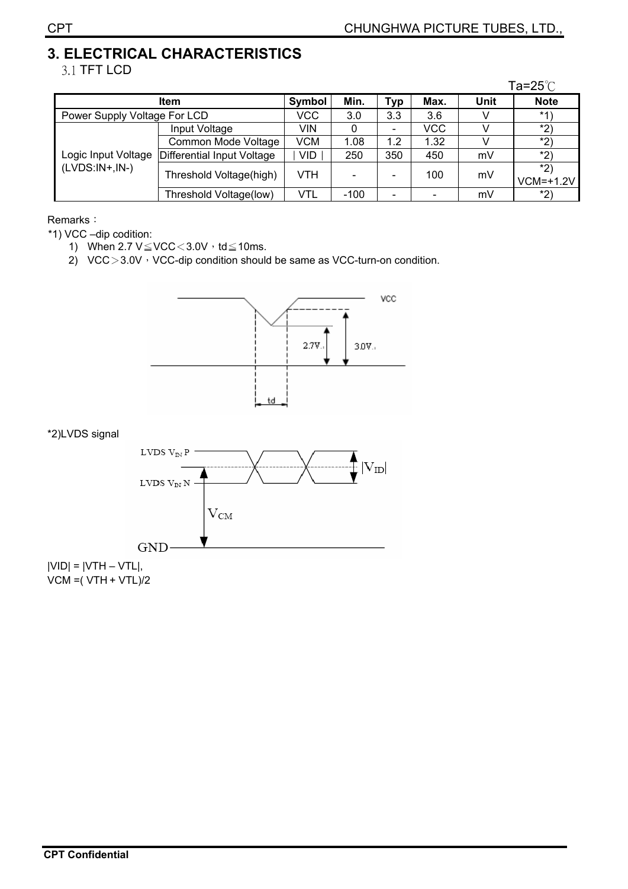# 3. ELECTRICAL CHARACTERISTICS

## 3.1 TFT LCD

Ta=25℃

| Item | | Symbol | Min. | Typ | Max. | Unit | Note |
|---|---|---|---|---|---|---|---|
| Power Supply Voltage For LCD | | VCC | 3.0 | 3.3 | 3.6 | V | *1) |
| Logic Input Voltage (LVDS:IN+,IN-) | Input Voltage | VIN | 0 | - | VCC | V | *2) |
| | Common Mode Voltage | VCM | 1.08 | 1.2 | 1.32 | V | *2) |
| | Differential Input Voltage | ∣VID∣ | 250 | 350 | 450 | mV | *2) |
| | Threshold Voltage(high) | VTH | - | - | 100 | mV | *2) VCM=+1.2V |
| | Threshold Voltage(low) | VTL | -100 | - | - | mV | *2) |

Remarks：

*1) VCC –dip codition:

1) When 2.7 V≦VCC＜3.0V，td≦10ms.
2) VCC＞3.0V，VCC-dip condition should be same as VCC-turn-on condition.

*2)LVDS signal

|VID| = |VTH – VTL|,
VCM =( VTH + VTL)/2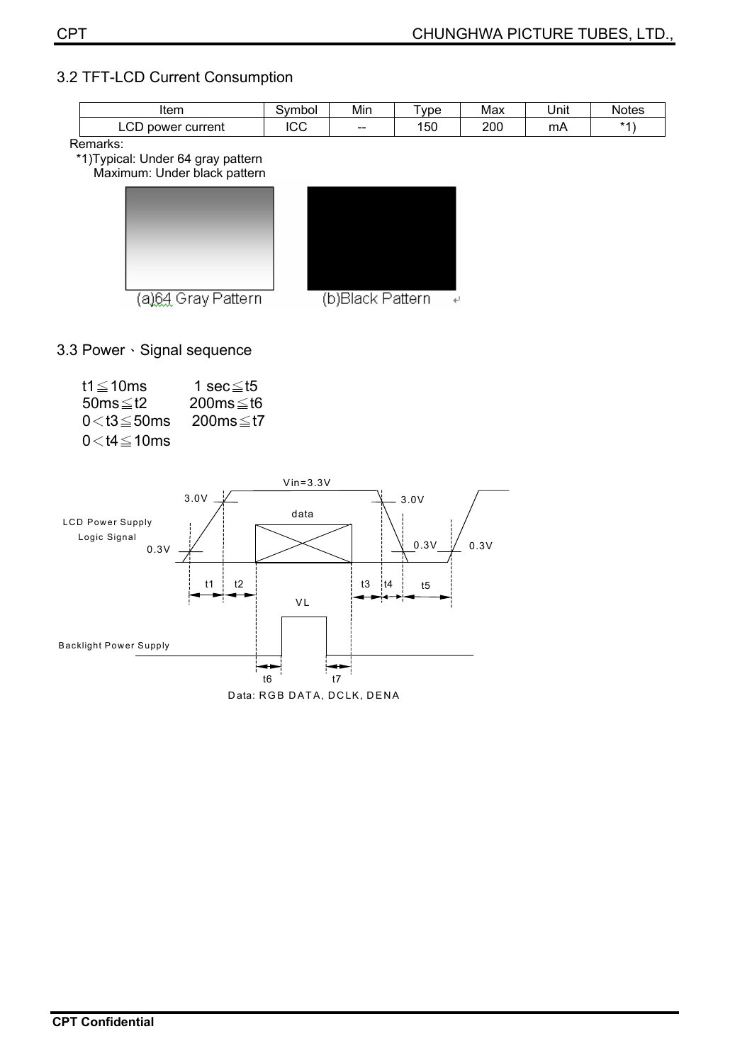## 3.2 TFT-LCD Current Consumption

| Item | Symbol | Min | Type | Max | Unit | Notes |
|---|---|---|---|---|---|---|
| LCD power current | ICC | -- | 150 | 200 | mA | *1) |

Remarks:

*1)Typical: Under 64 gray pattern
Maximum: Under black pattern

(a)64 Gray Pattern (b)Black Pattern

## 3.3 Power、Signal sequence

$t1 \leqq 10ms$ $1\ sec \leqq t5$
$50ms \leqq t2$ $200ms \leqq t6$
$0 < t3 \leqq 50ms$ $200ms \leqq t7$
$0 < t4 \leqq 10ms$

Vin=3.3V

3.0V 3.0V

data

LCD Power Supply
Logic Signal

0.3V 0.3V 0.3V

t1 t2 t3 t4 t5

VL

Backlight Power Supply

t6 t7

Data: RGB DATA, DCLK, DENA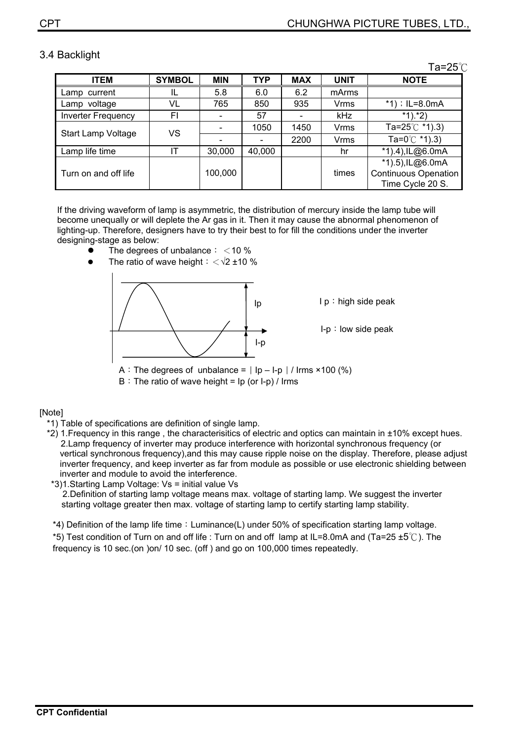## 3.4 Backlight

Ta=25℃

| ITEM | SYMBOL | MIN | TYP | MAX | UNIT | NOTE |
|---|---|---|---|---|---|---|
| Lamp current | IL | 5.8 | 6.0 | 6.2 | mArms | |
| Lamp voltage | VL | 765 | 850 | 935 | Vrms | *1)：IL=8.0mA |
| Inverter Frequency | FI | - | 57 | - | kHz | *1).*2) |
| Start Lamp Voltage | VS | - | 1050 | 1450 | Vrms | Ta=25℃ *1).3) |
| | | - | - | 2200 | Vrms | Ta=0℃ *1).3) |
| Lamp life time | IT | 30,000 | 40,000 | | hr | *1).4),IL@6.0mA |
| Turn on and off life | | 100,000 | | | times | *1).5),IL@6.0mA Continuous Openation Time Cycle 20 S. |

If the driving waveform of lamp is asymmetric, the distribution of mercury inside the lamp tube will become unequally or will deplete the Ar gas in it. Then it may cause the abnormal phenomenon of lighting-up. Therefore, designers have to try their best to for fill the conditions under the inverter designing-stage as below:

- The degrees of unbalance： <10 %
- The ratio of wave height：<√2 ±10 %

Ip

I-p

I p：high side peak

I-p：low side peak

A：The degrees of unbalance = ｜Ip – I-p｜/ Irms ×100 (%)

B：The ratio of wave height = Ip (or I-p) / Irms

[Note]

*1) Table of specifications are definition of single lamp.

*2) 1.Frequency in this range , the characterisitics of electric and optics can maintain in ±10% except hues.
2.Lamp frequency of inverter may produce interference with horizontal synchronous frequency (or vertical synchronous frequency),and this may cause ripple noise on the display. Therefore, please adjust inverter frequency, and keep inverter as far from module as possible or use electronic shielding between inverter and module to avoid the interference.

*3)1.Starting Lamp Voltage: Vs = initial value Vs
2.Definition of starting lamp voltage means max. voltage of starting lamp. We suggest the inverter starting voltage greater then max. voltage of starting lamp to certify starting lamp stability.

*4) Definition of the lamp life time：Luminance(L) under 50% of specification starting lamp voltage.

*5) Test condition of Turn on and off life : Turn on and off lamp at IL=8.0mA and (Ta=25 ±5℃). The frequency is 10 sec.(on )on/ 10 sec. (off ) and go on 100,000 times repeatedly.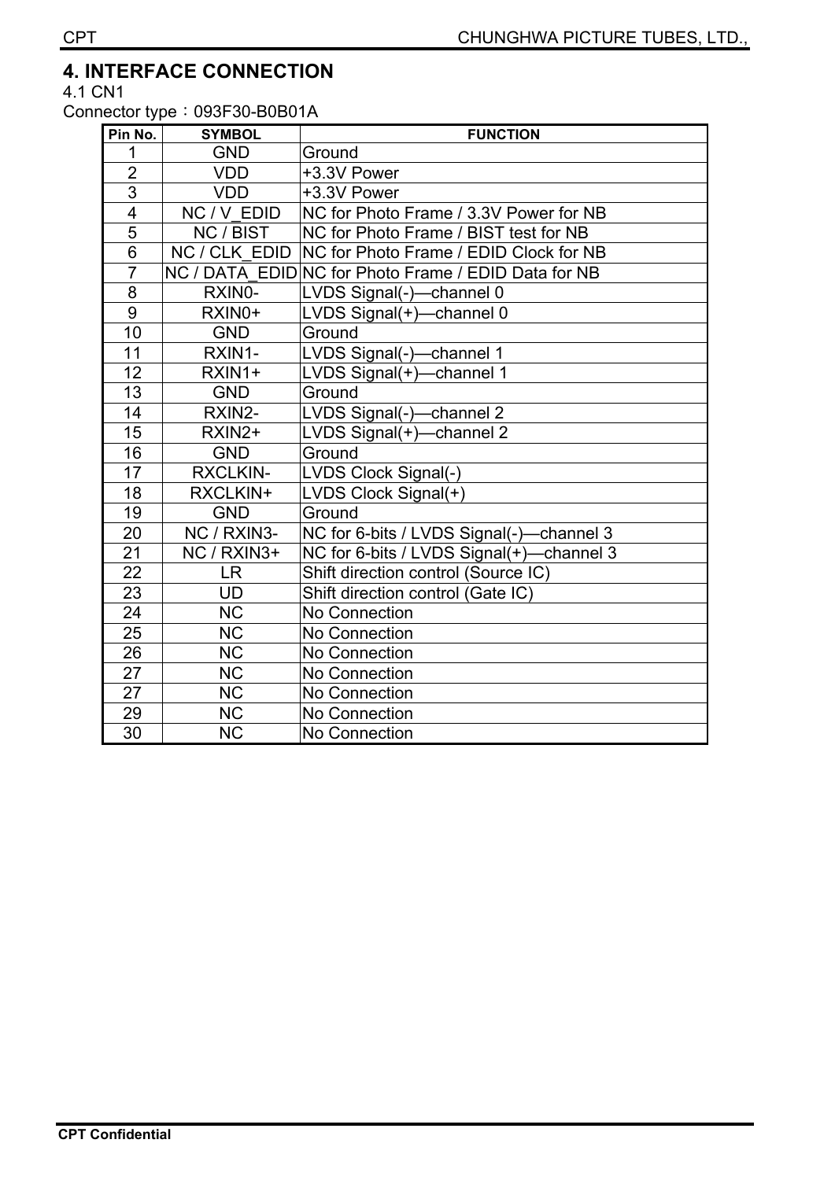## 4. INTERFACE CONNECTION

4.1 CN1

Connector type：093F30-B0B01A

| Pin No. | SYMBOL | FUNCTION |
|---|---|---|
| 1 | GND | Ground |
| 2 | VDD | +3.3V Power |
| 3 | VDD | +3.3V Power |
| 4 | NC / V_EDID | NC for Photo Frame / 3.3V Power for NB |
| 5 | NC / BIST | NC for Photo Frame / BIST test for NB |
| 6 | NC / CLK_EDID | NC for Photo Frame / EDID Clock for NB |
| 7 | NC / DATA_EDID | NC for Photo Frame / EDID Data for NB |
| 8 | RXIN0- | LVDS Signal(-)—channel 0 |
| 9 | RXIN0+ | LVDS Signal(+)—channel 0 |
| 10 | GND | Ground |
| 11 | RXIN1- | LVDS Signal(-)—channel 1 |
| 12 | RXIN1+ | LVDS Signal(+)—channel 1 |
| 13 | GND | Ground |
| 14 | RXIN2- | LVDS Signal(-)—channel 2 |
| 15 | RXIN2+ | LVDS Signal(+)—channel 2 |
| 16 | GND | Ground |
| 17 | RXCLKIN- | LVDS Clock Signal(-) |
| 18 | RXCLKIN+ | LVDS Clock Signal(+) |
| 19 | GND | Ground |
| 20 | NC / RXIN3- | NC for 6-bits / LVDS Signal(-)—channel 3 |
| 21 | NC / RXIN3+ | NC for 6-bits / LVDS Signal(+)—channel 3 |
| 22 | LR | Shift direction control (Source IC) |
| 23 | UD | Shift direction control (Gate IC) |
| 24 | NC | No Connection |
| 25 | NC | No Connection |
| 26 | NC | No Connection |
| 27 | NC | No Connection |
| 27 | NC | No Connection |
| 29 | NC | No Connection |
| 30 | NC | No Connection |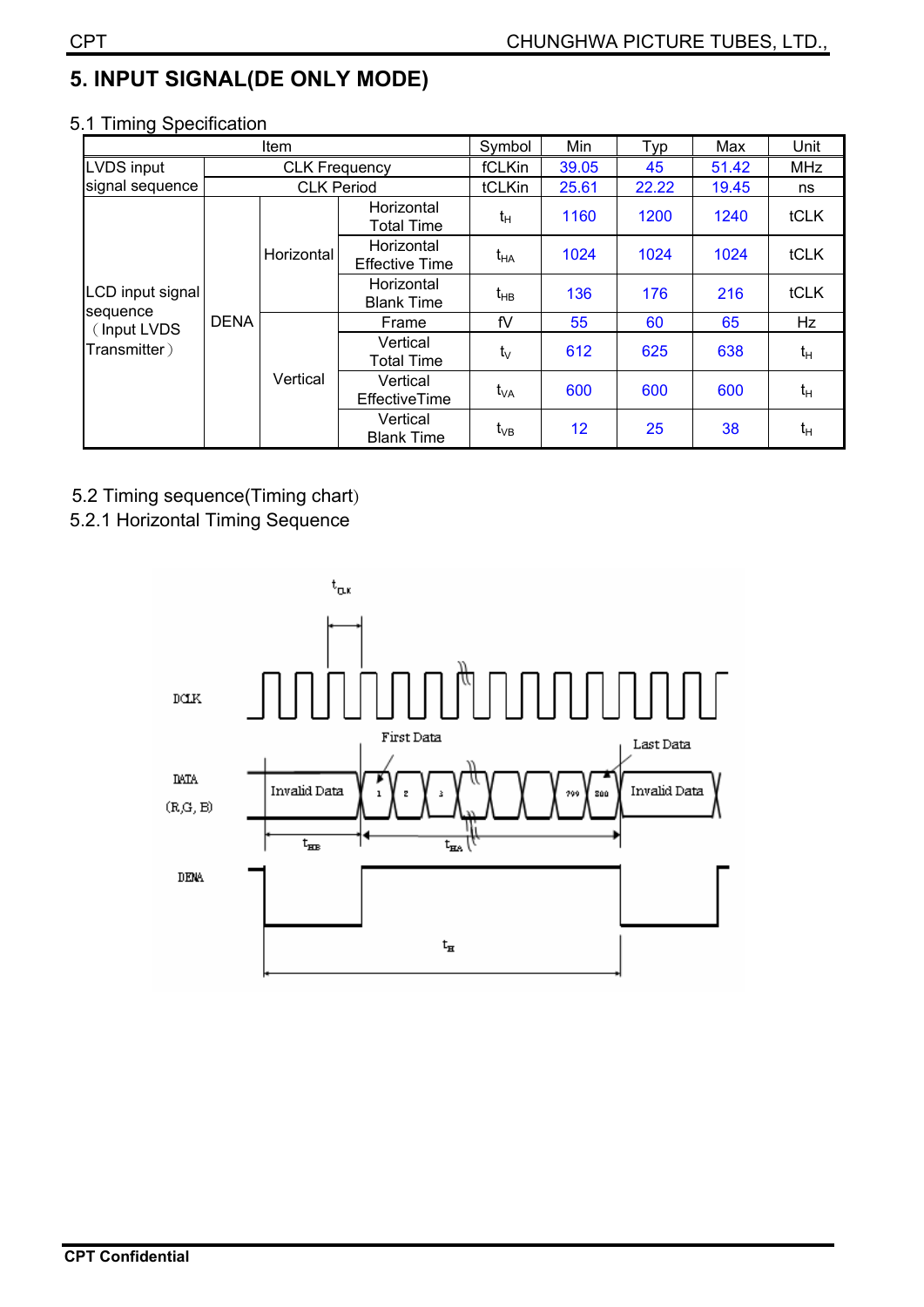## 5. INPUT SIGNAL(DE ONLY MODE)

### 5.1 Timing Specification

| Item | | | | Symbol | Min | Typ | Max | Unit |
|---|---|---|---|---|---|---|---|---|
| LVDS input signal sequence | CLK Frequency | | | fCLKin | 39.05 | 45 | 51.42 | MHz |
| | CLK Period | | | tCLKin | 25.61 | 22.22 | 19.45 | ns |
| LCD input signal sequence (Input LVDS Transmitter) | DENA | Horizontal | Horizontal Total Time | $t_H$ | 1160 | 1200 | 1240 | tCLK |
| | | | Horizontal Effective Time | $t_{HA}$ | 1024 | 1024 | 1024 | tCLK |
| | | | Horizontal Blank Time | $t_{HB}$ | 136 | 176 | 216 | tCLK |
| | | Vertical | Frame | fV | 55 | 60 | 65 | Hz |
| | | | Vertical Total Time | $t_V$ | 612 | 625 | 638 | $t_H$ |
| | | | Vertical EffectiveTime | $t_{VA}$ | 600 | 600 | 600 | $t_H$ |
| | | | Vertical Blank Time | $t_{VB}$ | 12 | 25 | 38 | $t_H$ |

### 5.2 Timing sequence(Timing chart)

#### 5.2.1 Horizontal Timing Sequence

$t_{CLK}$

DCLK

DATA (R,G,B): Invalid Data | First Data: 1, 2, 3 ... 799, 800 Last Data | Invalid Data

$t_{HB}$ $t_{HA}$

DENA

$t_H$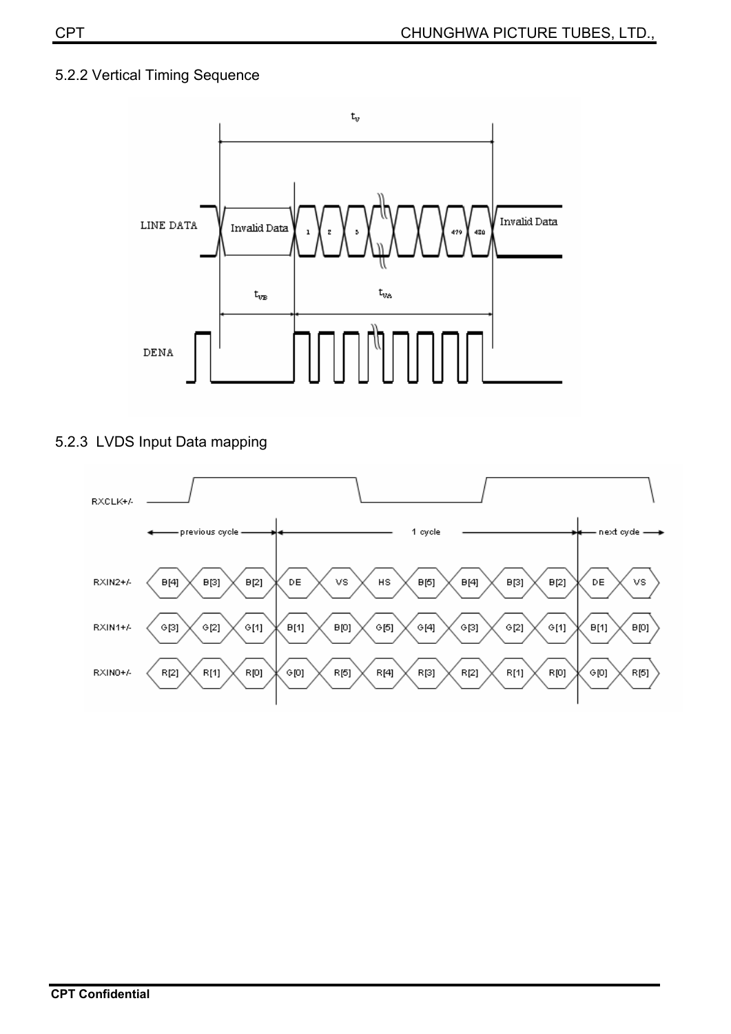### 5.2.2 Vertical Timing Sequence

### 5.2.3 LVDS Input Data mapping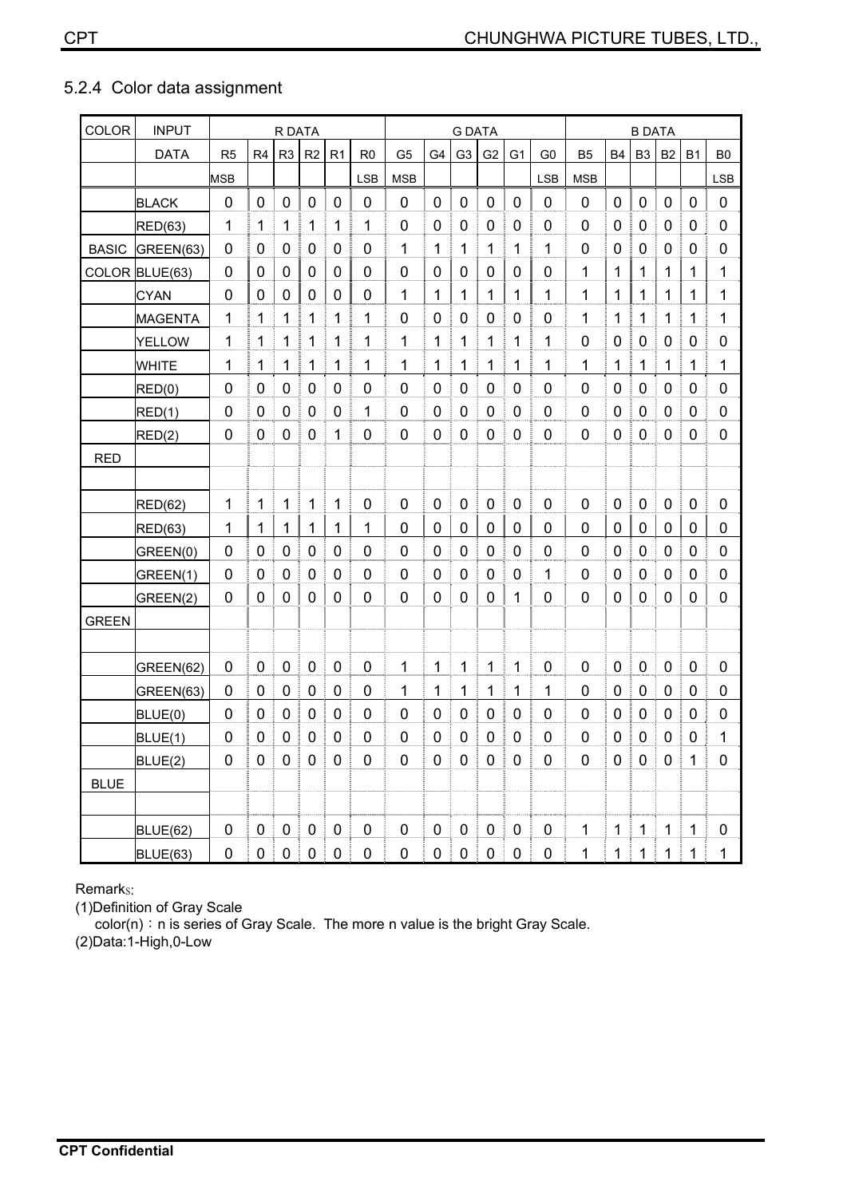### 5.2.4 Color data assignment

| COLOR | INPUT | R DATA | | | | | | G DATA | | | | | | B DATA | | | | | |
|---|---|---|---|---|---|---|---|---|---|---|---|---|---|---|---|---|---|---|---|
| | DATA | R5 | R4 | R3 | R2 | R1 | R0 | G5 | G4 | G3 | G2 | G1 | G0 | B5 | B4 | B3 | B2 | B1 | B0 |
| | | MSB | | | | | LSB | MSB | | | | | LSB | MSB | | | | | LSB |
| | BLACK | 0 | 0 | 0 | 0 | 0 | 0 | 0 | 0 | 0 | 0 | 0 | 0 | 0 | 0 | 0 | 0 | 0 | 0 |
| | RED(63) | 1 | 1 | 1 | 1 | 1 | 1 | 0 | 0 | 0 | 0 | 0 | 0 | 0 | 0 | 0 | 0 | 0 | 0 |
| BASIC | GREEN(63) | 0 | 0 | 0 | 0 | 0 | 0 | 1 | 1 | 1 | 1 | 1 | 1 | 0 | 0 | 0 | 0 | 0 | 0 |
| COLOR | BLUE(63) | 0 | 0 | 0 | 0 | 0 | 0 | 0 | 0 | 0 | 0 | 0 | 0 | 1 | 1 | 1 | 1 | 1 | 1 |
| | CYAN | 0 | 0 | 0 | 0 | 0 | 0 | 1 | 1 | 1 | 1 | 1 | 1 | 1 | 1 | 1 | 1 | 1 | 1 |
| | MAGENTA | 1 | 1 | 1 | 1 | 1 | 1 | 0 | 0 | 0 | 0 | 0 | 0 | 1 | 1 | 1 | 1 | 1 | 1 |
| | YELLOW | 1 | 1 | 1 | 1 | 1 | 1 | 1 | 1 | 1 | 1 | 1 | 1 | 0 | 0 | 0 | 0 | 0 | 0 |
| | WHITE | 1 | 1 | 1 | 1 | 1 | 1 | 1 | 1 | 1 | 1 | 1 | 1 | 1 | 1 | 1 | 1 | 1 | 1 |
| | RED(0) | 0 | 0 | 0 | 0 | 0 | 0 | 0 | 0 | 0 | 0 | 0 | 0 | 0 | 0 | 0 | 0 | 0 | 0 |
| | RED(1) | 0 | 0 | 0 | 0 | 0 | 1 | 0 | 0 | 0 | 0 | 0 | 0 | 0 | 0 | 0 | 0 | 0 | 0 |
| | RED(2) | 0 | 0 | 0 | 0 | 1 | 0 | 0 | 0 | 0 | 0 | 0 | 0 | 0 | 0 | 0 | 0 | 0 | 0 |
| RED | | | | | | | | | | | | | | | | | | | |
| | | | | | | | | | | | | | | | | | | | |
| | RED(62) | 1 | 1 | 1 | 1 | 1 | 0 | 0 | 0 | 0 | 0 | 0 | 0 | 0 | 0 | 0 | 0 | 0 | 0 |
| | RED(63) | 1 | 1 | 1 | 1 | 1 | 1 | 0 | 0 | 0 | 0 | 0 | 0 | 0 | 0 | 0 | 0 | 0 | 0 |
| | GREEN(0) | 0 | 0 | 0 | 0 | 0 | 0 | 0 | 0 | 0 | 0 | 0 | 0 | 0 | 0 | 0 | 0 | 0 | 0 |
| | GREEN(1) | 0 | 0 | 0 | 0 | 0 | 0 | 0 | 0 | 0 | 0 | 0 | 1 | 0 | 0 | 0 | 0 | 0 | 0 |
| | GREEN(2) | 0 | 0 | 0 | 0 | 0 | 0 | 0 | 0 | 0 | 0 | 1 | 0 | 0 | 0 | 0 | 0 | 0 | 0 |
| GREEN | | | | | | | | | | | | | | | | | | | |
| | | | | | | | | | | | | | | | | | | | |
| | GREEN(62) | 0 | 0 | 0 | 0 | 0 | 0 | 1 | 1 | 1 | 1 | 1 | 0 | 0 | 0 | 0 | 0 | 0 | 0 |
| | GREEN(63) | 0 | 0 | 0 | 0 | 0 | 0 | 1 | 1 | 1 | 1 | 1 | 1 | 0 | 0 | 0 | 0 | 0 | 0 |
| | BLUE(0) | 0 | 0 | 0 | 0 | 0 | 0 | 0 | 0 | 0 | 0 | 0 | 0 | 0 | 0 | 0 | 0 | 0 | 0 |
| | BLUE(1) | 0 | 0 | 0 | 0 | 0 | 0 | 0 | 0 | 0 | 0 | 0 | 0 | 0 | 0 | 0 | 0 | 0 | 1 |
| | BLUE(2) | 0 | 0 | 0 | 0 | 0 | 0 | 0 | 0 | 0 | 0 | 0 | 0 | 0 | 0 | 0 | 0 | 1 | 0 |
| BLUE | | | | | | | | | | | | | | | | | | | |
| | | | | | | | | | | | | | | | | | | | |
| | BLUE(62) | 0 | 0 | 0 | 0 | 0 | 0 | 0 | 0 | 0 | 0 | 0 | 0 | 1 | 1 | 1 | 1 | 1 | 0 |
| | BLUE(63) | 0 | 0 | 0 | 0 | 0 | 0 | 0 | 0 | 0 | 0 | 0 | 0 | 1 | 1 | 1 | 1 | 1 | 1 |

Remarks:

(1)Definition of Gray Scale

color(n)：n is series of Gray Scale. The more n value is the bright Gray Scale.

(2)Data:1-High,0-Low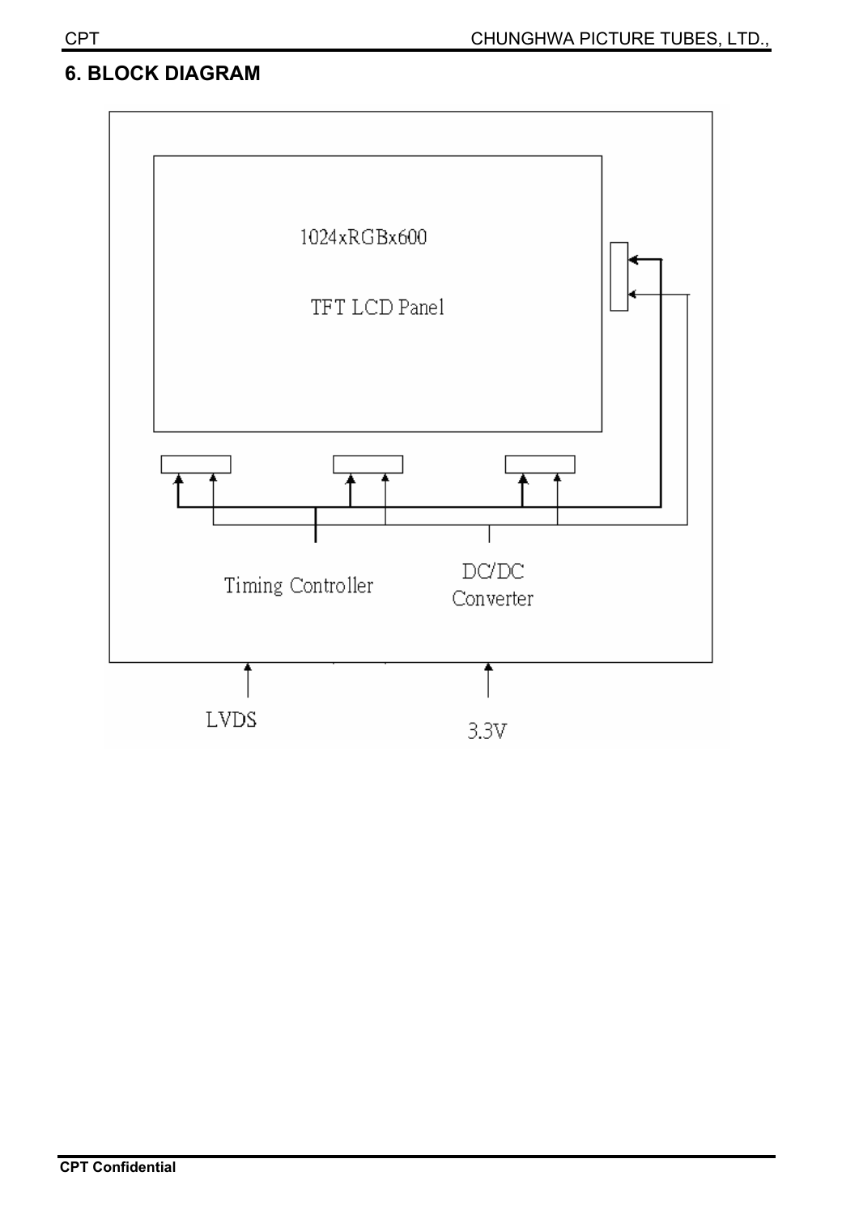## 6. BLOCK DIAGRAM

1024xRGBx600

TFT LCD Panel

Timing Controller

DC/DC Converter

LVDS

3.3V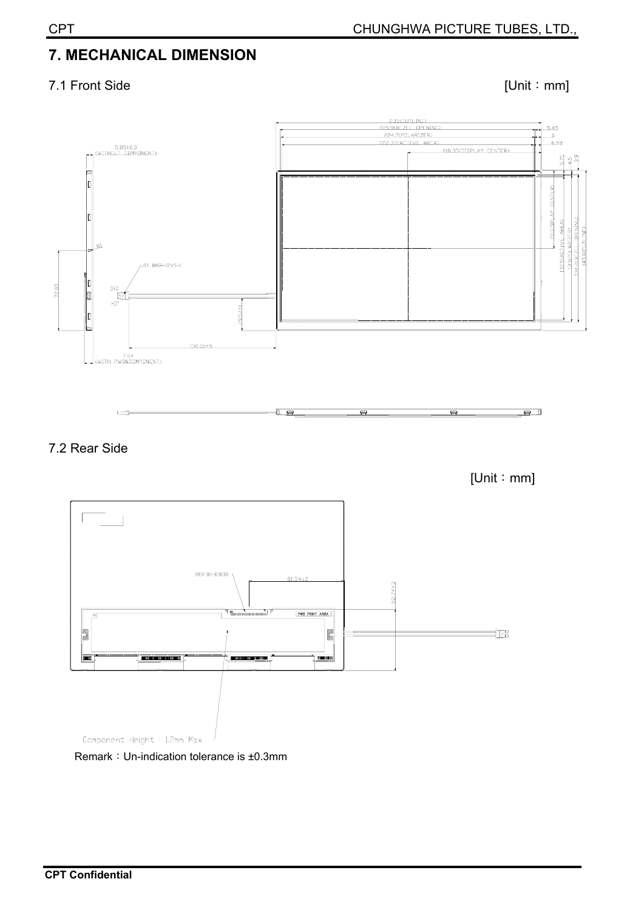# 7. MECHANICAL DIMENSION

7.1 Front Side

[Unit：mm]

7.2 Rear Side

[Unit：mm]

Remark：Un-indication tolerance is ±0.3mm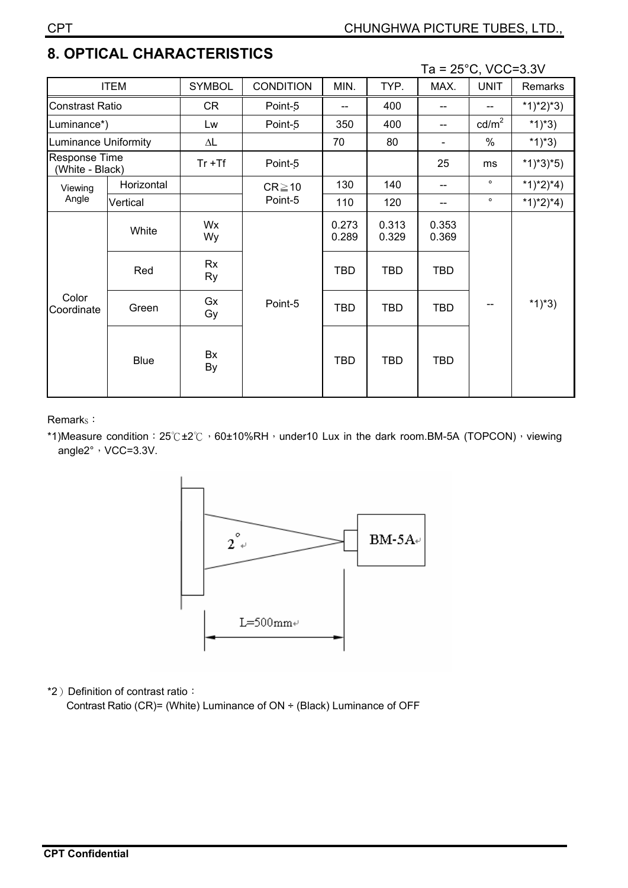## 8. OPTICAL CHARACTERISTICS

Ta = 25°C, VCC=3.3V

| ITEM | | SYMBOL | CONDITION | MIN. | TYP. | MAX. | UNIT | Remarks |
|---|---|---|---|---|---|---|---|---|
| Constrast Ratio | | CR | Point-5 | -- | 400 | -- | -- | *1)*2)*3) |
| Luminance*) | | Lw | Point-5 | 350 | 400 | -- | $cd/m^2$ | *1)*3) |
| Luminance Uniformity | | ΔL | | 70 | 80 | - | % | *1)*3) |
| Response Time (White - Black) | | Tr +Tf | Point-5 | | | 25 | ms | *1)*3)*5) |
| Viewing Angle | Horizontal | | CR≧10 Point-5 | 130 | 140 | -- | ° | *1)*2)*4) |
| | Vertical | | | 110 | 120 | -- | ° | *1)*2)*4) |
| Color Coordinate | White | Wx Wy | Point-5 | 0.273 0.289 | 0.313 0.329 | 0.353 0.369 | -- | *1)*3) |
| | Red | Rx Ry | | TBD | TBD | TBD | | |
| | Green | Gx Gy | | TBD | TBD | TBD | | |
| | Blue | Bx By | | TBD | TBD | TBD | | |

Remarks：

*1)Measure condition：25℃±2℃，60±10%RH，under10 Lux in the dark room.BM-5A (TOPCON)，viewing angle2°，VCC=3.3V.

2°

BM-5A

L=500mm

*2）Definition of contrast ratio：

Contrast Ratio (CR)= (White) Luminance of ON ÷ (Black) Luminance of OFF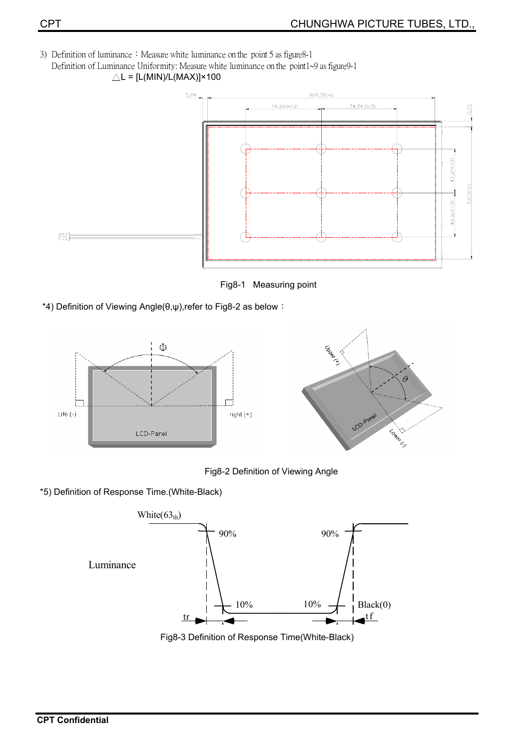3) Definition of luminance：Measure white luminance on the point 5 as figure8-1

Definition of Luminance Uniformity: Measure white luminance on the point1~9 as figure9-1

$\triangle L = [L(MIN)/L(MAX)] \times 100$

Fig8-1 Measuring point

*4) Definition of Viewing Angle(θ,ψ),refer to Fig8-2 as below：

Fig8-2 Definition of Viewing Angle

*5) Definition of Response Time.(White-Black)

Fig8-3 Definition of Response Time(White-Black)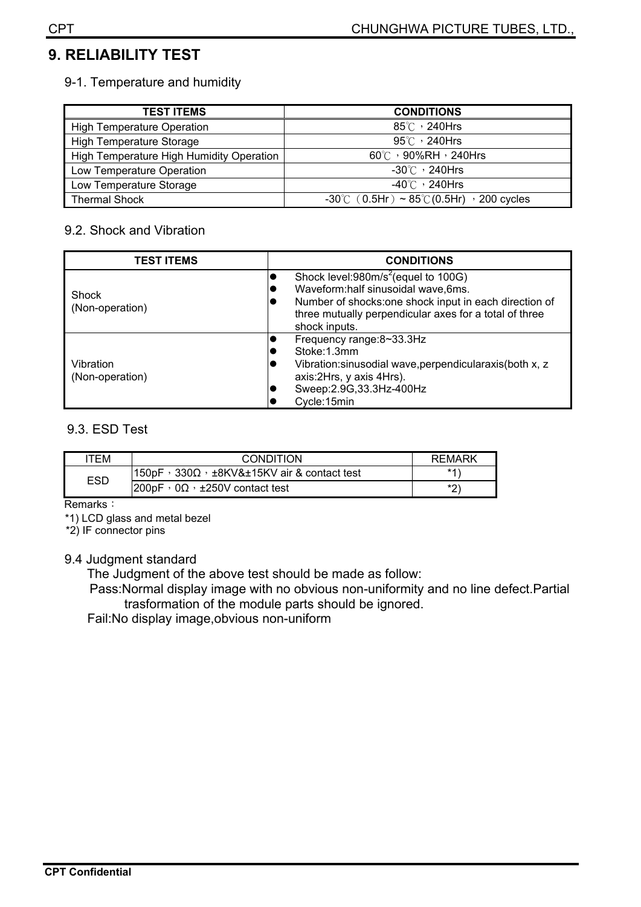# 9. RELIABILITY TEST

## 9-1. Temperature and humidity

| TEST ITEMS | CONDITIONS |
|---|---|
| High Temperature Operation | 85℃，240Hrs |
| High Temperature Storage | 95℃，240Hrs |
| High Temperature High Humidity Operation | 60℃，90%RH，240Hrs |
| Low Temperature Operation | -30℃，240Hrs |
| Low Temperature Storage | -40℃，240Hrs |
| Thermal Shock | -30℃（0.5Hr）~ 85℃(0.5Hr) ，200 cycles |

## 9.2. Shock and Vibration

| TEST ITEMS | CONDITIONS |
|---|---|
| Shock (Non-operation) | • Shock level:980m/s$^2$(equel to 100G)<br>• Waveform:half sinusoidal wave,6ms.<br>• Number of shocks:one shock input in each direction of three mutually perpendicular axes for a total of three shock inputs. |
| Vibration (Non-operation) | • Frequency range:8~33.3Hz<br>• Stoke:1.3mm<br>• Vibration:sinusodial wave,perpendicularaxis(both x, z axis:2Hrs, y axis 4Hrs).<br>• Sweep:2.9G,33.3Hz-400Hz<br>• Cycle:15min |

## 9.3. ESD Test

| ITEM | CONDITION | REMARK |
|---|---|---|
| ESD | 150pF，330Ω，±8KV&±15KV air & contact test | *1) |
| | 200pF，0Ω，±250V contact test | *2) |

Remarks：

*1) LCD glass and metal bezel

*2) IF connector pins

## 9.4 Judgment standard

The Judgment of the above test should be made as follow:

Pass:Normal display image with no obvious non-uniformity and no line defect.Partial trasformation of the module parts should be ignored.

Fail:No display image,obvious non-uniform